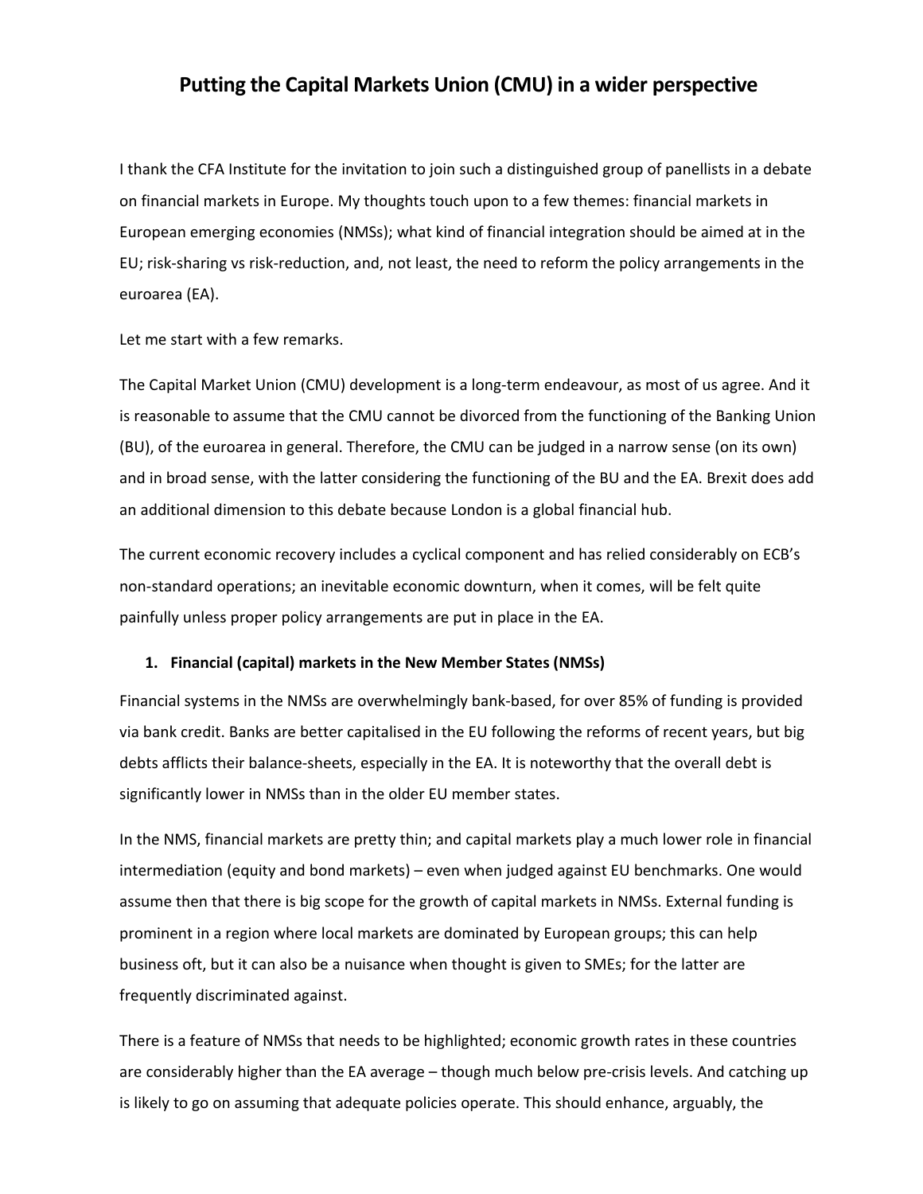# Putting the Capital Markets Union (CMU) in a wider perspective

I thank the CFA Institute for the invitation to join such a distinguished group of panellists in a debate on financial markets in Europe. My thoughts touch upon to a few themes: financial markets in European emerging economies (NMSs); what kind of financial integration should be aimed at in the EU; risk-sharing vs risk-reduction, and, not least, the need to reform the policy arrangements in the euroarea (EA).

Let me start with a few remarks.

The Capital Market Union (CMU) development is a long-term endeavour, as most of us agree. And it is reasonable to assume that the CMU cannot be divorced from the functioning of the Banking Union (BU), of the euroarea in general. Therefore, the CMU can be judged in a narrow sense (on its own) and in broad sense, with the latter considering the functioning of the BU and the EA. Brexit does add an additional dimension to this debate because London is a global financial hub.

The current economic recovery includes a cyclical component and has relied considerably on ECB's non-standard operations; an inevitable economic downturn, when it comes, will be felt quite painfully unless proper policy arrangements are put in place in the EA.

1. **Financial (capital) markets in the New Member States (NMSs)**

Financial systems in the NMSs are overwhelmingly bank-based, for over 85% of funding is provided via bank credit. Banks are better capitalised in the EU following the reforms of recent years, but big debts afflicts their balance-sheets, especially in the EA. It is noteworthy that the overall debt is significantly lower in NMSs than in the older EU member states.

In the NMS, financial markets are pretty thin; and capital markets play a much lower role in financial intermediation (equity and bond markets) – even when judged against EU benchmarks. One would assume then that there is big scope for the growth of capital markets in NMSs. External funding is prominent in a region where local markets are dominated by European groups; this can help business oft, but it can also be a nuisance when thought is given to SMEs; for the latter are frequently discriminated against.

There is a feature of NMSs that needs to be highlighted; economic growth rates in these countries are considerably higher than the EA average – though much below pre-crisis levels. And catching up is likely to go on assuming that adequate policies operate. This should enhance, arguably, the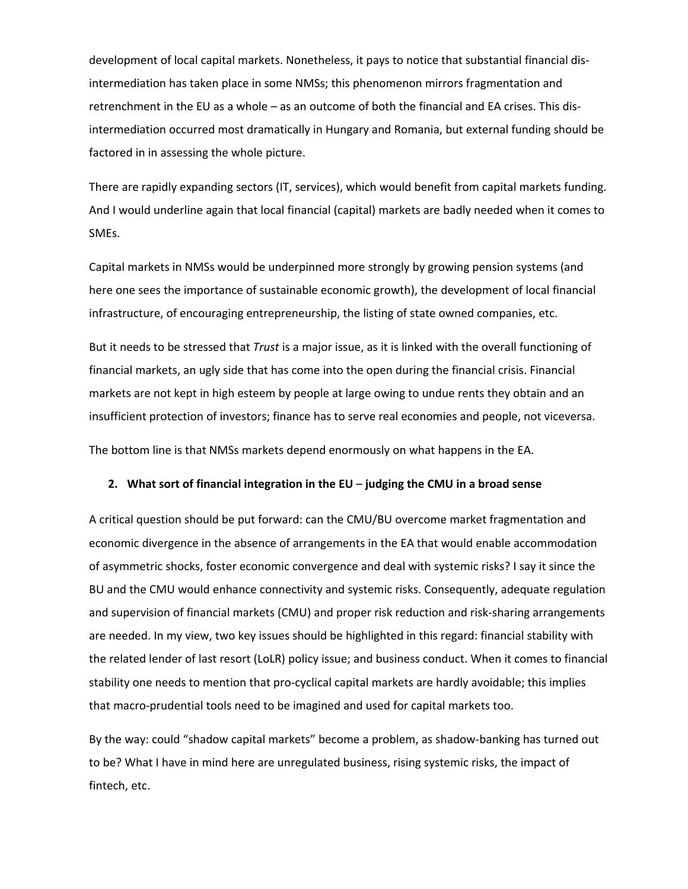development of local capital markets. Nonetheless, it pays to notice that substantial financial dis-intermediation has taken place in some NMSs; this phenomenon mirrors fragmentation and retrenchment in the EU as a whole – as an outcome of both the financial and EA crises. This dis-intermediation occurred most dramatically in Hungary and Romania, but external funding should be factored in in assessing the whole picture.

There are rapidly expanding sectors (IT, services), which would benefit from capital markets funding. And I would underline again that local financial (capital) markets are badly needed when it comes to SMEs.

Capital markets in NMSs would be underpinned more strongly by growing pension systems (and here one sees the importance of sustainable economic growth), the development of local financial infrastructure, of encouraging entrepreneurship, the listing of state owned companies, etc.

But it needs to be stressed that *Trust* is a major issue, as it is linked with the overall functioning of financial markets, an ugly side that has come into the open during the financial crisis. Financial markets are not kept in high esteem by people at large owing to undue rents they obtain and an insufficient protection of investors; finance has to serve real economies and people, not viceversa.

The bottom line is that NMSs markets depend enormously on what happens in the EA.

## 2. What sort of financial integration in the EU – judging the CMU in a broad sense

A critical question should be put forward: can the CMU/BU overcome market fragmentation and economic divergence in the absence of arrangements in the EA that would enable accommodation of asymmetric shocks, foster economic convergence and deal with systemic risks? I say it since the BU and the CMU would enhance connectivity and systemic risks. Consequently, adequate regulation and supervision of financial markets (CMU) and proper risk reduction and risk-sharing arrangements are needed. In my view, two key issues should be highlighted in this regard: financial stability with the related lender of last resort (LoLR) policy issue; and business conduct. When it comes to financial stability one needs to mention that pro-cyclical capital markets are hardly avoidable; this implies that macro-prudential tools need to be imagined and used for capital markets too.

By the way: could "shadow capital markets" become a problem, as shadow-banking has turned out to be? What I have in mind here are unregulated business, rising systemic risks, the impact of fintech, etc.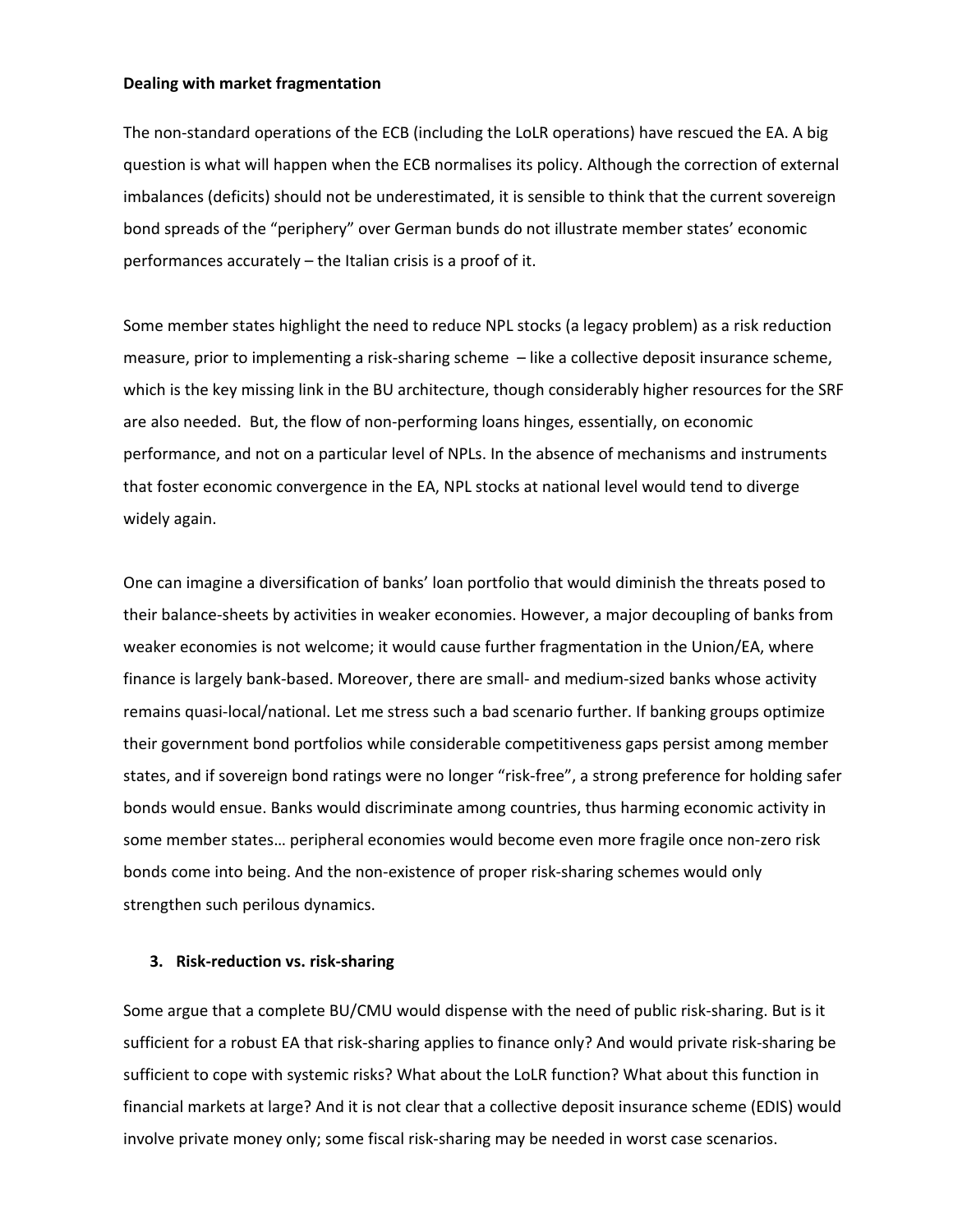**Dealing with market fragmentation**

The non-standard operations of the ECB (including the LoLR operations) have rescued the EA. A big question is what will happen when the ECB normalises its policy. Although the correction of external imbalances (deficits) should not be underestimated, it is sensible to think that the current sovereign bond spreads of the "periphery" over German bunds do not illustrate member states' economic performances accurately – the Italian crisis is a proof of it.

Some member states highlight the need to reduce NPL stocks (a legacy problem) as a risk reduction measure, prior to implementing a risk-sharing scheme – like a collective deposit insurance scheme, which is the key missing link in the BU architecture, though considerably higher resources for the SRF are also needed. But, the flow of non-performing loans hinges, essentially, on economic performance, and not on a particular level of NPLs. In the absence of mechanisms and instruments that foster economic convergence in the EA, NPL stocks at national level would tend to diverge widely again.

One can imagine a diversification of banks' loan portfolio that would diminish the threats posed to their balance-sheets by activities in weaker economies. However, a major decoupling of banks from weaker economies is not welcome; it would cause further fragmentation in the Union/EA, where finance is largely bank-based. Moreover, there are small- and medium-sized banks whose activity remains quasi-local/national. Let me stress such a bad scenario further. If banking groups optimize their government bond portfolios while considerable competitiveness gaps persist among member states, and if sovereign bond ratings were no longer "risk-free", a strong preference for holding safer bonds would ensue. Banks would discriminate among countries, thus harming economic activity in some member states… peripheral economies would become even more fragile once non-zero risk bonds come into being. And the non-existence of proper risk-sharing schemes would only strengthen such perilous dynamics.

## 3. Risk-reduction vs. risk-sharing

Some argue that a complete BU/CMU would dispense with the need of public risk-sharing. But is it sufficient for a robust EA that risk-sharing applies to finance only? And would private risk-sharing be sufficient to cope with systemic risks? What about the LoLR function? What about this function in financial markets at large? And it is not clear that a collective deposit insurance scheme (EDIS) would involve private money only; some fiscal risk-sharing may be needed in worst case scenarios.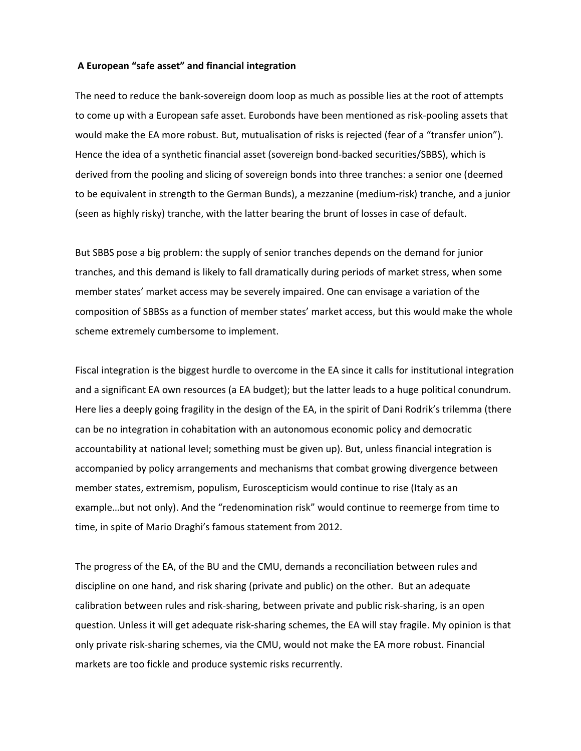**A European "safe asset" and financial integration**

The need to reduce the bank-sovereign doom loop as much as possible lies at the root of attempts to come up with a European safe asset. Eurobonds have been mentioned as risk-pooling assets that would make the EA more robust. But, mutualisation of risks is rejected (fear of a "transfer union"). Hence the idea of a synthetic financial asset (sovereign bond-backed securities/SBBS), which is derived from the pooling and slicing of sovereign bonds into three tranches: a senior one (deemed to be equivalent in strength to the German Bunds), a mezzanine (medium-risk) tranche, and a junior (seen as highly risky) tranche, with the latter bearing the brunt of losses in case of default.

But SBBS pose a big problem: the supply of senior tranches depends on the demand for junior tranches, and this demand is likely to fall dramatically during periods of market stress, when some member states' market access may be severely impaired. One can envisage a variation of the composition of SBBSs as a function of member states' market access, but this would make the whole scheme extremely cumbersome to implement.

Fiscal integration is the biggest hurdle to overcome in the EA since it calls for institutional integration and a significant EA own resources (a EA budget); but the latter leads to a huge political conundrum. Here lies a deeply going fragility in the design of the EA, in the spirit of Dani Rodrik's trilemma (there can be no integration in cohabitation with an autonomous economic policy and democratic accountability at national level; something must be given up). But, unless financial integration is accompanied by policy arrangements and mechanisms that combat growing divergence between member states, extremism, populism, Euroscepticism would continue to rise (Italy as an example…but not only). And the "redenomination risk" would continue to reemerge from time to time, in spite of Mario Draghi's famous statement from 2012.

The progress of the EA, of the BU and the CMU, demands a reconciliation between rules and discipline on one hand, and risk sharing (private and public) on the other. But an adequate calibration between rules and risk-sharing, between private and public risk-sharing, is an open question. Unless it will get adequate risk-sharing schemes, the EA will stay fragile. My opinion is that only private risk-sharing schemes, via the CMU, would not make the EA more robust. Financial markets are too fickle and produce systemic risks recurrently.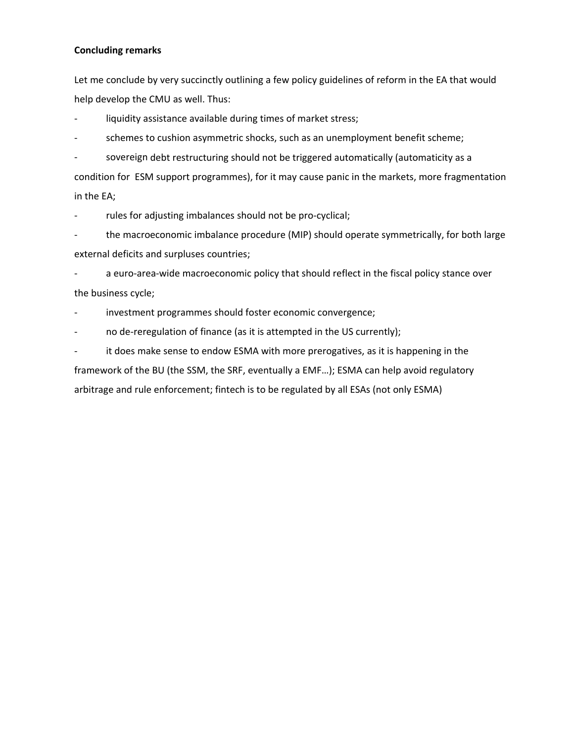**Concluding remarks**

Let me conclude by very succinctly outlining a few policy guidelines of reform in the EA that would help develop the CMU as well. Thus:

- liquidity assistance available during times of market stress;
- schemes to cushion asymmetric shocks, such as an unemployment benefit scheme;
- sovereign debt restructuring should not be triggered automatically (automaticity as a condition for ESM support programmes), for it may cause panic in the markets, more fragmentation in the EA;
- rules for adjusting imbalances should not be pro-cyclical;
- the macroeconomic imbalance procedure (MIP) should operate symmetrically, for both large external deficits and surpluses countries;
- a euro-area-wide macroeconomic policy that should reflect in the fiscal policy stance over the business cycle;
- investment programmes should foster economic convergence;
- no de-reregulation of finance (as it is attempted in the US currently);
- it does make sense to endow ESMA with more prerogatives, as it is happening in the framework of the BU (the SSM, the SRF, eventually a EMF…); ESMA can help avoid regulatory arbitrage and rule enforcement; fintech is to be regulated by all ESAs (not only ESMA)